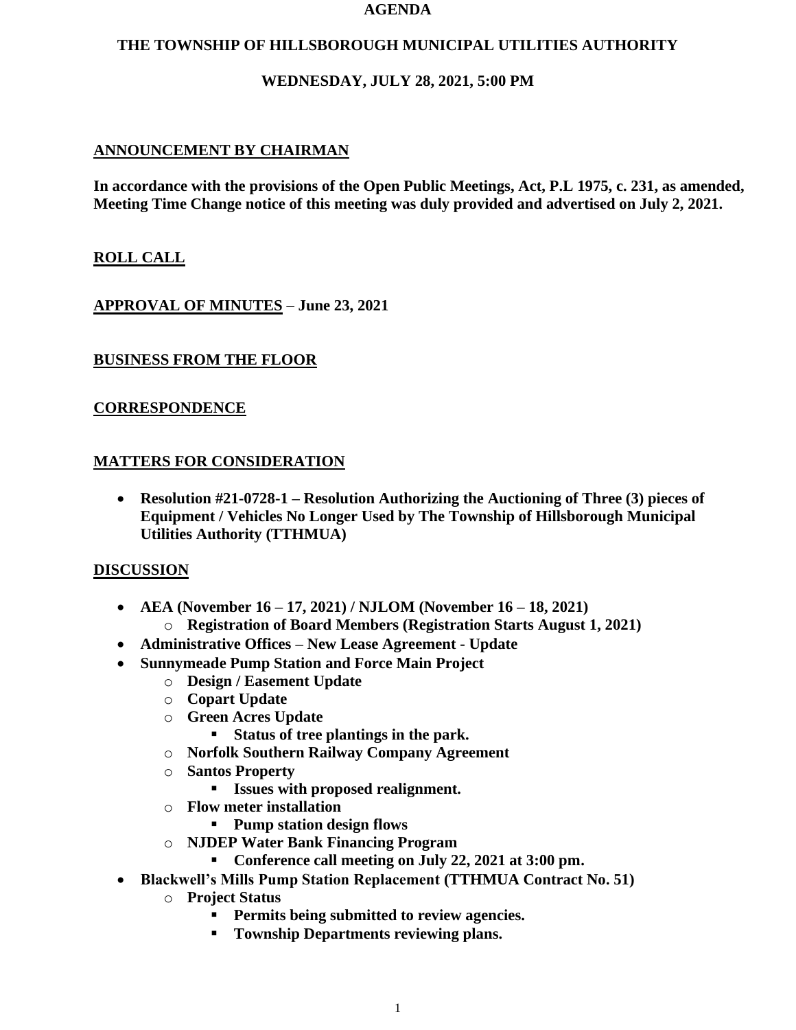# AGENDA

## THE TOWNSHIP OF HILLSBOROUGH MUNICIPAL UTILITIES AUTHORITY

### WEDNESDAY, JULY 28, 2021, 5:00 PM

## ANNOUNCEMENT BY CHAIRMAN

**In accordance with the provisions of the Open Public Meetings, Act, P.L 1975, c. 231, as amended, Meeting Time Change notice of this meeting was duly provided and advertised on July 2, 2021.**

## ROLL CALL

## APPROVAL OF MINUTES – June 23, 2021

## BUSINESS FROM THE FLOOR

## CORRESPONDENCE

## MATTERS FOR CONSIDERATION

- **Resolution #21-0728-1 – Resolution Authorizing the Auctioning of Three (3) pieces of Equipment / Vehicles No Longer Used by The Township of Hillsborough Municipal Utilities Authority (TTHMUA)**

## DISCUSSION

- **AEA (November 16 – 17, 2021) / NJLOM (November 16 – 18, 2021)**
  - **Registration of Board Members (Registration Starts August 1, 2021)**
- **Administrative Offices – New Lease Agreement - Update**
- **Sunnymeade Pump Station and Force Main Project**
  - **Design / Easement Update**
  - **Copart Update**
  - **Green Acres Update**
    - **Status of tree plantings in the park.**
  - **Norfolk Southern Railway Company Agreement**
  - **Santos Property**
    - **Issues with proposed realignment.**
  - **Flow meter installation**
    - **Pump station design flows**
  - **NJDEP Water Bank Financing Program**
    - **Conference call meeting on July 22, 2021 at 3:00 pm.**
- **Blackwell's Mills Pump Station Replacement (TTHMUA Contract No. 51)**
  - **Project Status**
    - **Permits being submitted to review agencies.**
    - **Township Departments reviewing plans.**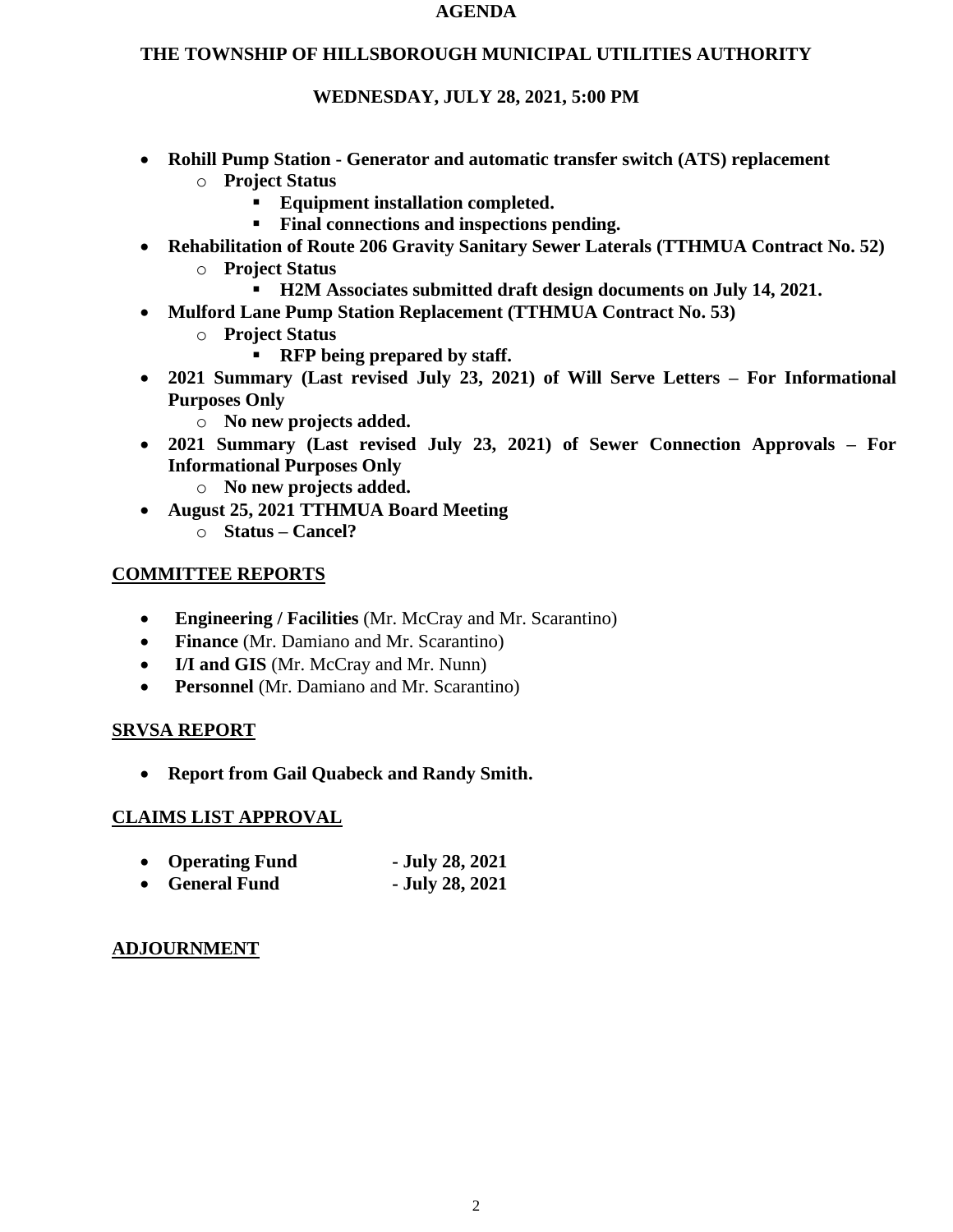**AGENDA**

**THE TOWNSHIP OF HILLSBOROUGH MUNICIPAL UTILITIES AUTHORITY**

**WEDNESDAY, JULY 28, 2021, 5:00 PM**

- **Rohill Pump Station - Generator and automatic transfer switch (ATS) replacement**
  - **Project Status**
    - **Equipment installation completed.**
    - **Final connections and inspections pending.**
- **Rehabilitation of Route 206 Gravity Sanitary Sewer Laterals (TTHMUA Contract No. 52)**
  - **Project Status**
    - **H2M Associates submitted draft design documents on July 14, 2021.**
- **Mulford Lane Pump Station Replacement (TTHMUA Contract No. 53)**
  - **Project Status**
    - **RFP being prepared by staff.**
- **2021 Summary (Last revised July 23, 2021) of Will Serve Letters – For Informational Purposes Only**
  - **No new projects added.**
- **2021 Summary (Last revised July 23, 2021) of Sewer Connection Approvals – For Informational Purposes Only**
  - **No new projects added.**
- **August 25, 2021 TTHMUA Board Meeting**
  - **Status – Cancel?**

## COMMITTEE REPORTS

- **Engineering / Facilities** (Mr. McCray and Mr. Scarantino)
- **Finance** (Mr. Damiano and Mr. Scarantino)
- **I/I and GIS** (Mr. McCray and Mr. Nunn)
- **Personnel** (Mr. Damiano and Mr. Scarantino)

## SRVSA REPORT

- **Report from Gail Quabeck and Randy Smith.**

## CLAIMS LIST APPROVAL

- **Operating Fund - July 28, 2021**
- **General Fund - July 28, 2021**

## ADJOURNMENT